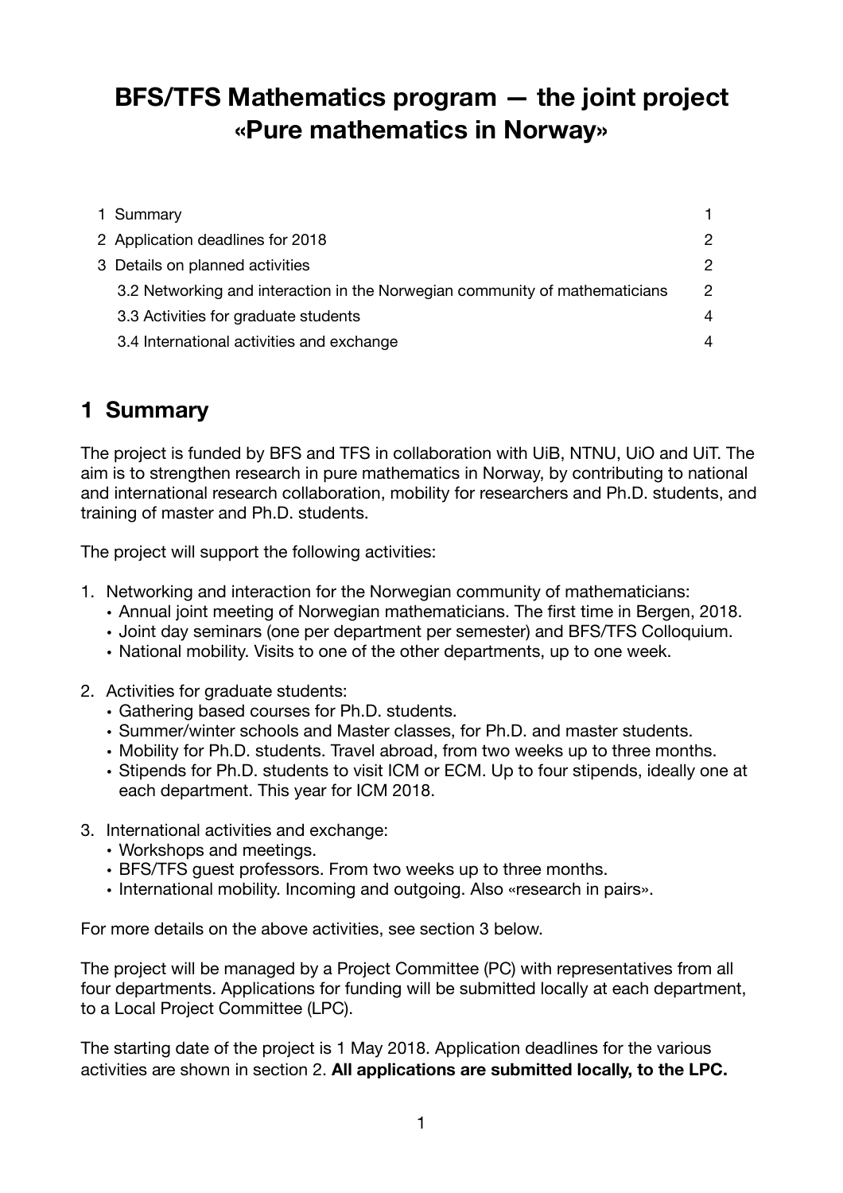# BFS/TFS Mathematics program — the joint project «Pure mathematics in Norway»

| | |
|---|---|
| 1 Summary | 1 |
| 2 Application deadlines for 2018 | 2 |
| 3 Details on planned activities | 2 |
| 3.2 Networking and interaction in the Norwegian community of mathematicians | 2 |
| 3.3 Activities for graduate students | 4 |
| 3.4 International activities and exchange | 4 |

## 1 Summary

The project is funded by BFS and TFS in collaboration with UiB, NTNU, UiO and UiT. The aim is to strengthen research in pure mathematics in Norway, by contributing to national and international research collaboration, mobility for researchers and Ph.D. students, and training of master and Ph.D. students.

The project will support the following activities:

1. Networking and interaction for the Norwegian community of mathematicians:
   - Annual joint meeting of Norwegian mathematicians. The first time in Bergen, 2018.
   - Joint day seminars (one per department per semester) and BFS/TFS Colloquium.
   - National mobility. Visits to one of the other departments, up to one week.
2. Activities for graduate students:
   - Gathering based courses for Ph.D. students.
   - Summer/winter schools and Master classes, for Ph.D. and master students.
   - Mobility for Ph.D. students. Travel abroad, from two weeks up to three months.
   - Stipends for Ph.D. students to visit ICM or ECM. Up to four stipends, ideally one at each department. This year for ICM 2018.
3. International activities and exchange:
   - Workshops and meetings.
   - BFS/TFS guest professors. From two weeks up to three months.
   - International mobility. Incoming and outgoing. Also «research in pairs».

For more details on the above activities, see section 3 below.

The project will be managed by a Project Committee (PC) with representatives from all four departments. Applications for funding will be submitted locally at each department, to a Local Project Committee (LPC).

The starting date of the project is 1 May 2018. Application deadlines for the various activities are shown in section 2. **All applications are submitted locally, to the LPC.**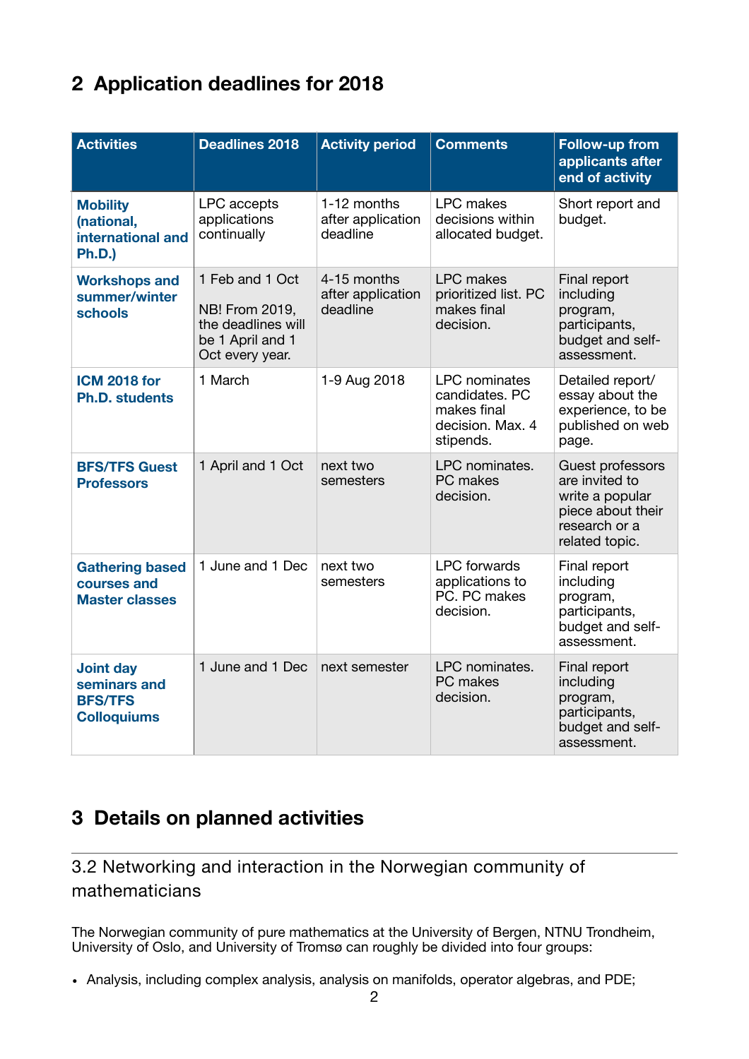## 2 Application deadlines for 2018

| Activities | Deadlines 2018 | Activity period | Comments | Follow-up from applicants after end of activity |
|---|---|---|---|---|
| **Mobility (national, international and Ph.D.)** | LPC accepts applications continually | 1-12 months after application deadline | LPC makes decisions within allocated budget. | Short report and budget. |
| **Workshops and summer/winter schools** | 1 Feb and 1 Oct<br><br>NB! From 2019, the deadlines will be 1 April and 1 Oct every year. | 4-15 months after application deadline | LPC makes prioritized list. PC makes final decision. | Final report including program, participants, budget and self-assessment. |
| **ICM 2018 for Ph.D. students** | 1 March | 1-9 Aug 2018 | LPC nominates candidates. PC makes final decision. Max. 4 stipends. | Detailed report/ essay about the experience, to be published on web page. |
| **BFS/TFS Guest Professors** | 1 April and 1 Oct | next two semesters | LPC nominates. PC makes decision. | Guest professors are invited to write a popular piece about their research or a related topic. |
| **Gathering based courses and Master classes** | 1 June and 1 Dec | next two semesters | LPC forwards applications to PC. PC makes decision. | Final report including program, participants, budget and self-assessment. |
| **Joint day seminars and BFS/TFS Colloquiums** | 1 June and 1 Dec | next semester | LPC nominates. PC makes decision. | Final report including program, participants, budget and self-assessment. |

## 3 Details on planned activities

### 3.2 Networking and interaction in the Norwegian community of mathematicians

The Norwegian community of pure mathematics at the University of Bergen, NTNU Trondheim, University of Oslo, and University of Tromsø can roughly be divided into four groups:

- Analysis, including complex analysis, analysis on manifolds, operator algebras, and PDE;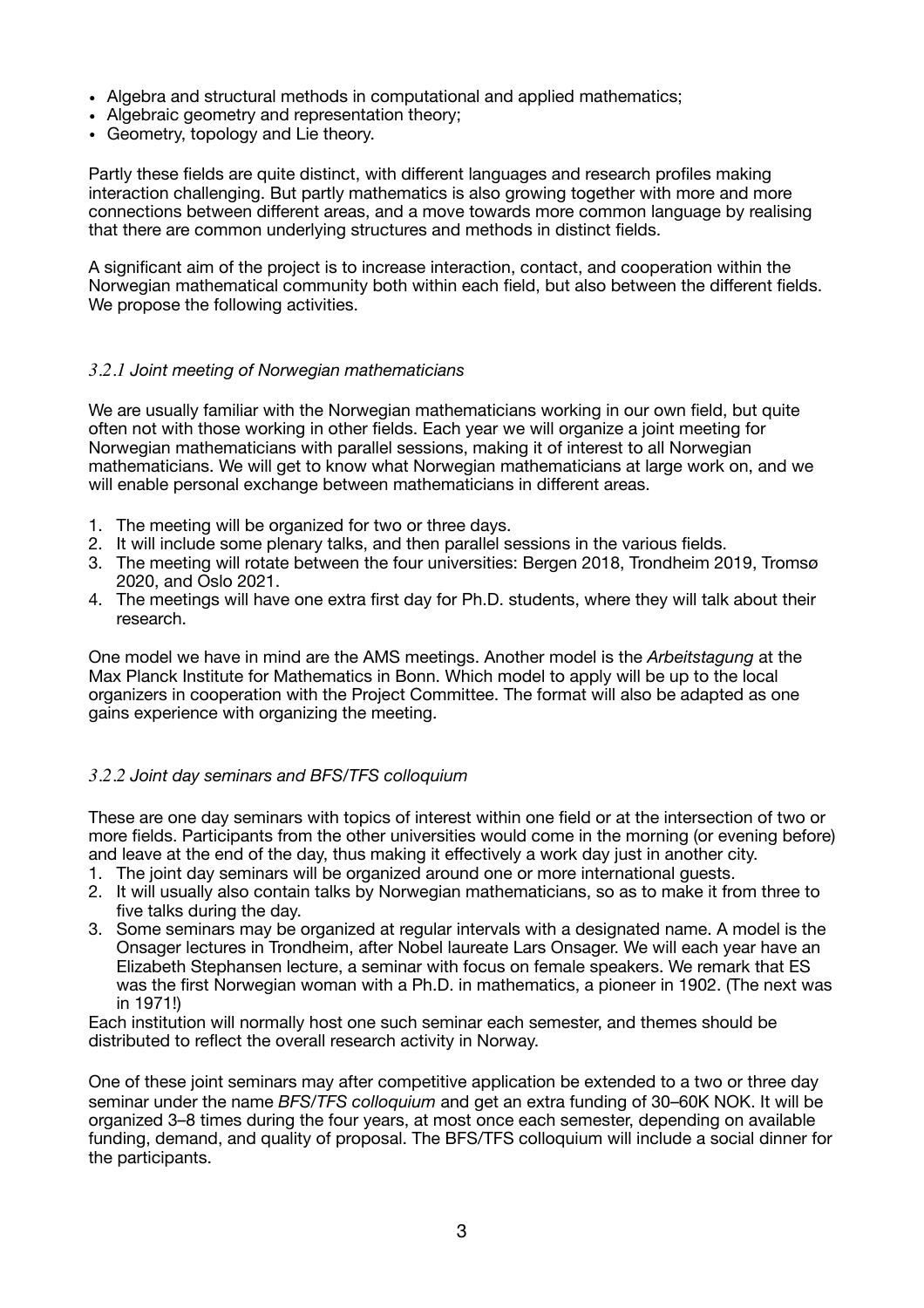- Algebra and structural methods in computational and applied mathematics;
- Algebraic geometry and representation theory;
- Geometry, topology and Lie theory.

Partly these fields are quite distinct, with different languages and research profiles making interaction challenging. But partly mathematics is also growing together with more and more connections between different areas, and a move towards more common language by realising that there are common underlying structures and methods in distinct fields.

A significant aim of the project is to increase interaction, contact, and cooperation within the Norwegian mathematical community both within each field, but also between the different fields. We propose the following activities.

### *3.2.1 Joint meeting of Norwegian mathematicians*

We are usually familiar with the Norwegian mathematicians working in our own field, but quite often not with those working in other fields. Each year we will organize a joint meeting for Norwegian mathematicians with parallel sessions, making it of interest to all Norwegian mathematicians. We will get to know what Norwegian mathematicians at large work on, and we will enable personal exchange between mathematicians in different areas.

1. The meeting will be organized for two or three days.
2. It will include some plenary talks, and then parallel sessions in the various fields.
3. The meeting will rotate between the four universities: Bergen 2018, Trondheim 2019, Tromsø 2020, and Oslo 2021.
4. The meetings will have one extra first day for Ph.D. students, where they will talk about their research.

One model we have in mind are the AMS meetings. Another model is the *Arbeitstagung* at the Max Planck Institute for Mathematics in Bonn. Which model to apply will be up to the local organizers in cooperation with the Project Committee. The format will also be adapted as one gains experience with organizing the meeting.

### *3.2.2 Joint day seminars and BFS/TFS colloquium*

These are one day seminars with topics of interest within one field or at the intersection of two or more fields. Participants from the other universities would come in the morning (or evening before) and leave at the end of the day, thus making it effectively a work day just in another city.

1. The joint day seminars will be organized around one or more international guests.
2. It will usually also contain talks by Norwegian mathematicians, so as to make it from three to five talks during the day.
3. Some seminars may be organized at regular intervals with a designated name. A model is the Onsager lectures in Trondheim, after Nobel laureate Lars Onsager. We will each year have an Elizabeth Stephansen lecture, a seminar with focus on female speakers. We remark that ES was the first Norwegian woman with a Ph.D. in mathematics, a pioneer in 1902. (The next was in 1971!)

Each institution will normally host one such seminar each semester, and themes should be distributed to reflect the overall research activity in Norway.

One of these joint seminars may after competitive application be extended to a two or three day seminar under the name *BFS/TFS colloquium* and get an extra funding of 30–60K NOK. It will be organized 3–8 times during the four years, at most once each semester, depending on available funding, demand, and quality of proposal. The BFS/TFS colloquium will include a social dinner for the participants.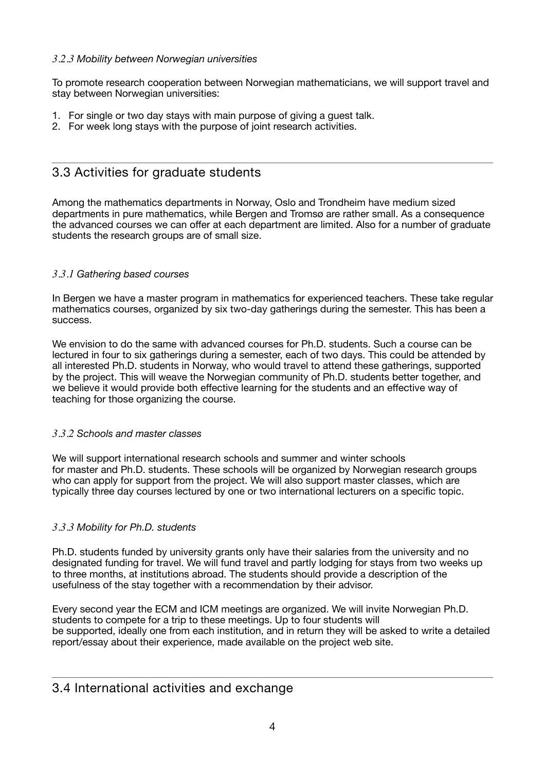#### *3.2.3 Mobility between Norwegian universities*

To promote research cooperation between Norwegian mathematicians, we will support travel and stay between Norwegian universities:

1. For single or two day stays with main purpose of giving a guest talk.
2. For week long stays with the purpose of joint research activities.

---

## 3.3 Activities for graduate students

Among the mathematics departments in Norway, Oslo and Trondheim have medium sized departments in pure mathematics, while Bergen and Tromsø are rather small. As a consequence the advanced courses we can offer at each department are limited. Also for a number of graduate students the research groups are of small size.

#### *3.3.1 Gathering based courses*

In Bergen we have a master program in mathematics for experienced teachers. These take regular mathematics courses, organized by six two-day gatherings during the semester. This has been a success.

We envision to do the same with advanced courses for Ph.D. students. Such a course can be lectured in four to six gatherings during a semester, each of two days. This could be attended by all interested Ph.D. students in Norway, who would travel to attend these gatherings, supported by the project. This will weave the Norwegian community of Ph.D. students better together, and we believe it would provide both effective learning for the students and an effective way of teaching for those organizing the course.

#### *3.3.2 Schools and master classes*

We will support international research schools and summer and winter schools for master and Ph.D. students. These schools will be organized by Norwegian research groups who can apply for support from the project. We will also support master classes, which are typically three day courses lectured by one or two international lecturers on a specific topic.

#### *3.3.3 Mobility for Ph.D. students*

Ph.D. students funded by university grants only have their salaries from the university and no designated funding for travel. We will fund travel and partly lodging for stays from two weeks up to three months, at institutions abroad. The students should provide a description of the usefulness of the stay together with a recommendation by their advisor.

Every second year the ECM and ICM meetings are organized. We will invite Norwegian Ph.D. students to compete for a trip to these meetings. Up to four students will be supported, ideally one from each institution, and in return they will be asked to write a detailed report/essay about their experience, made available on the project web site.

---

## 3.4 International activities and exchange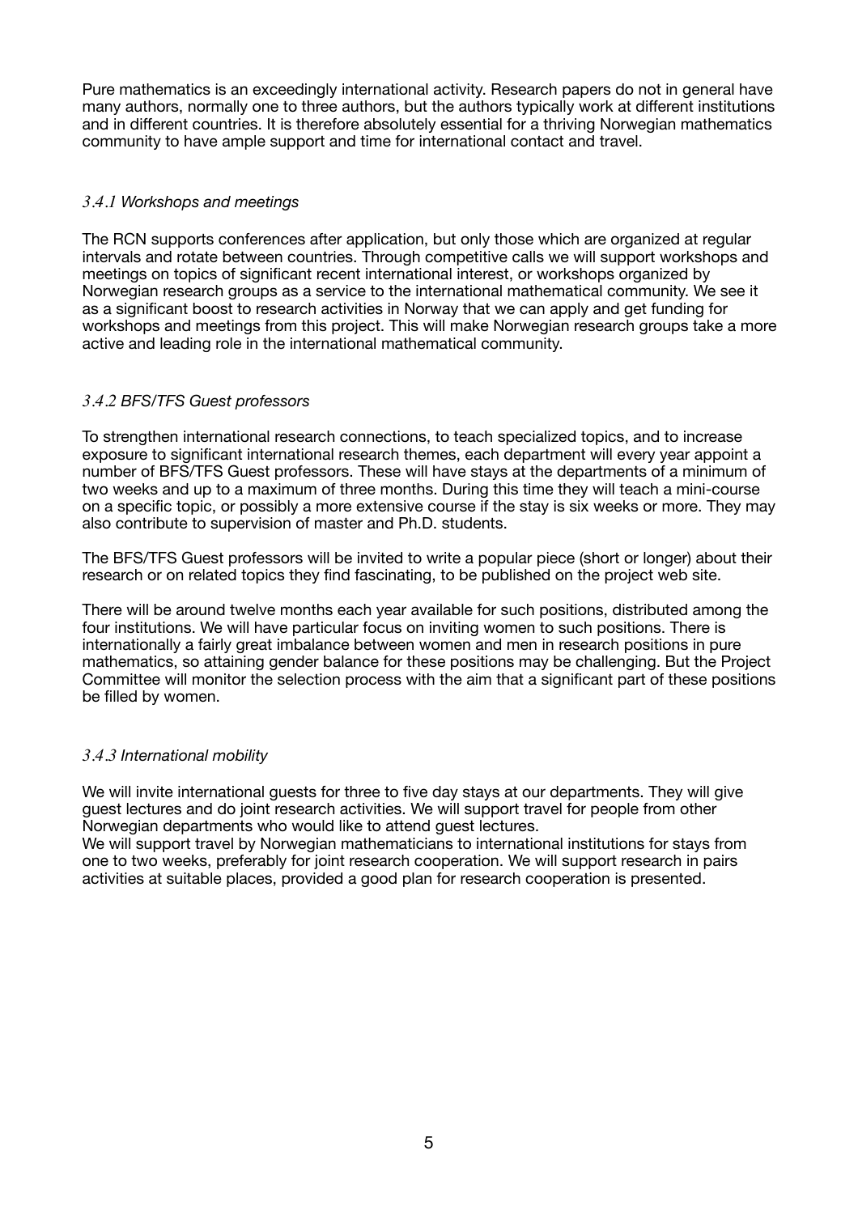Pure mathematics is an exceedingly international activity. Research papers do not in general have many authors, normally one to three authors, but the authors typically work at different institutions and in different countries. It is therefore absolutely essential for a thriving Norwegian mathematics community to have ample support and time for international contact and travel.

### *3.4.1 Workshops and meetings*

The RCN supports conferences after application, but only those which are organized at regular intervals and rotate between countries. Through competitive calls we will support workshops and meetings on topics of significant recent international interest, or workshops organized by Norwegian research groups as a service to the international mathematical community. We see it as a significant boost to research activities in Norway that we can apply and get funding for workshops and meetings from this project. This will make Norwegian research groups take a more active and leading role in the international mathematical community.

### *3.4.2 BFS/TFS Guest professors*

To strengthen international research connections, to teach specialized topics, and to increase exposure to significant international research themes, each department will every year appoint a number of BFS/TFS Guest professors. These will have stays at the departments of a minimum of two weeks and up to a maximum of three months. During this time they will teach a mini-course on a specific topic, or possibly a more extensive course if the stay is six weeks or more. They may also contribute to supervision of master and Ph.D. students.

The BFS/TFS Guest professors will be invited to write a popular piece (short or longer) about their research or on related topics they find fascinating, to be published on the project web site.

There will be around twelve months each year available for such positions, distributed among the four institutions. We will have particular focus on inviting women to such positions. There is internationally a fairly great imbalance between women and men in research positions in pure mathematics, so attaining gender balance for these positions may be challenging. But the Project Committee will monitor the selection process with the aim that a significant part of these positions be filled by women.

### *3.4.3 International mobility*

We will invite international guests for three to five day stays at our departments. They will give guest lectures and do joint research activities. We will support travel for people from other Norwegian departments who would like to attend guest lectures.
We will support travel by Norwegian mathematicians to international institutions for stays from one to two weeks, preferably for joint research cooperation. We will support research in pairs activities at suitable places, provided a good plan for research cooperation is presented.